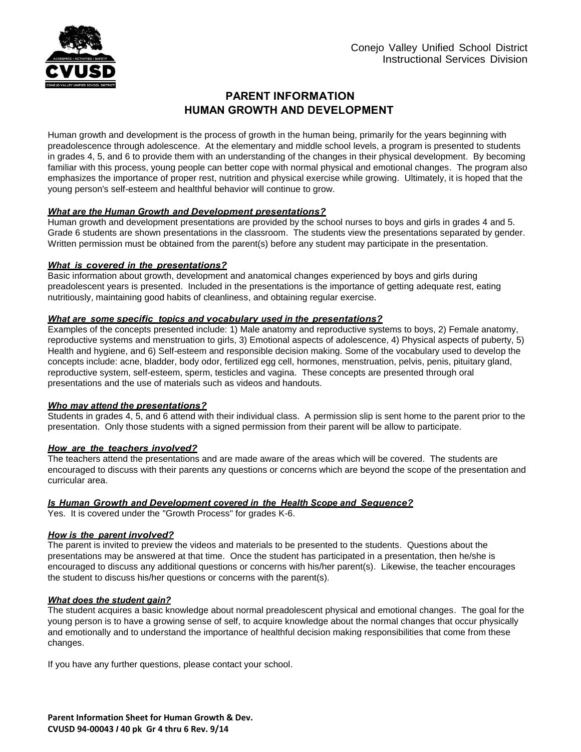Conejo Valley Unified School District
Instructional Services Division

# PARENT INFORMATION
# HUMAN GROWTH AND DEVELOPMENT

Human growth and development is the process of growth in the human being, primarily for the years beginning with preadolescence through adolescence. At the elementary and middle school levels, a program is presented to students in grades 4, 5, and 6 to provide them with an understanding of the changes in their physical development. By becoming familiar with this process, young people can better cope with normal physical and emotional changes. The program also emphasizes the importance of proper rest, nutrition and physical exercise while growing. Ultimately, it is hoped that the young person's self-esteem and healthful behavior will continue to grow.

***What are the Human Growth and Development presentations?***

Human growth and development presentations are provided by the school nurses to boys and girls in grades 4 and 5. Grade 6 students are shown presentations in the classroom. The students view the presentations separated by gender. Written permission must be obtained from the parent(s) before any student may participate in the presentation.

***What is covered in the presentations?***

Basic information about growth, development and anatomical changes experienced by boys and girls during preadolescent years is presented. Included in the presentations is the importance of getting adequate rest, eating nutritiously, maintaining good habits of cleanliness, and obtaining regular exercise.

***What are some specific topics and vocabulary used in the presentations?***

Examples of the concepts presented include: 1) Male anatomy and reproductive systems to boys, 2) Female anatomy, reproductive systems and menstruation to girls, 3) Emotional aspects of adolescence, 4) Physical aspects of puberty, 5) Health and hygiene, and 6) Self-esteem and responsible decision making. Some of the vocabulary used to develop the concepts include: acne, bladder, body odor, fertilized egg cell, hormones, menstruation, pelvis, penis, pituitary gland, reproductive system, self-esteem, sperm, testicles and vagina. These concepts are presented through oral presentations and the use of materials such as videos and handouts.

***Who may attend the presentations?***

Students in grades 4, 5, and 6 attend with their individual class. A permission slip is sent home to the parent prior to the presentation. Only those students with a signed permission from their parent will be allow to participate.

***How are the teachers involved?***

The teachers attend the presentations and are made aware of the areas which will be covered. The students are encouraged to discuss with their parents any questions or concerns which are beyond the scope of the presentation and curricular area.

***Is Human Growth and Development covered in the Health Scope and Sequence?***

Yes. It is covered under the "Growth Process" for grades K-6.

***How is the parent involved?***

The parent is invited to preview the videos and materials to be presented to the students. Questions about the presentations may be answered at that time. Once the student has participated in a presentation, then he/she is encouraged to discuss any additional questions or concerns with his/her parent(s). Likewise, the teacher encourages the student to discuss his/her questions or concerns with the parent(s).

***What does the student gain?***

The student acquires a basic knowledge about normal preadolescent physical and emotional changes. The goal for the young person is to have a growing sense of self, to acquire knowledge about the normal changes that occur physically and emotionally and to understand the importance of healthful decision making responsibilities that come from these changes.

If you have any further questions, please contact your school.

**Parent Information Sheet for Human Growth & Dev.**
**CVUSD 94-00043 / 40 pk Gr 4 thru 6 Rev. 9/14**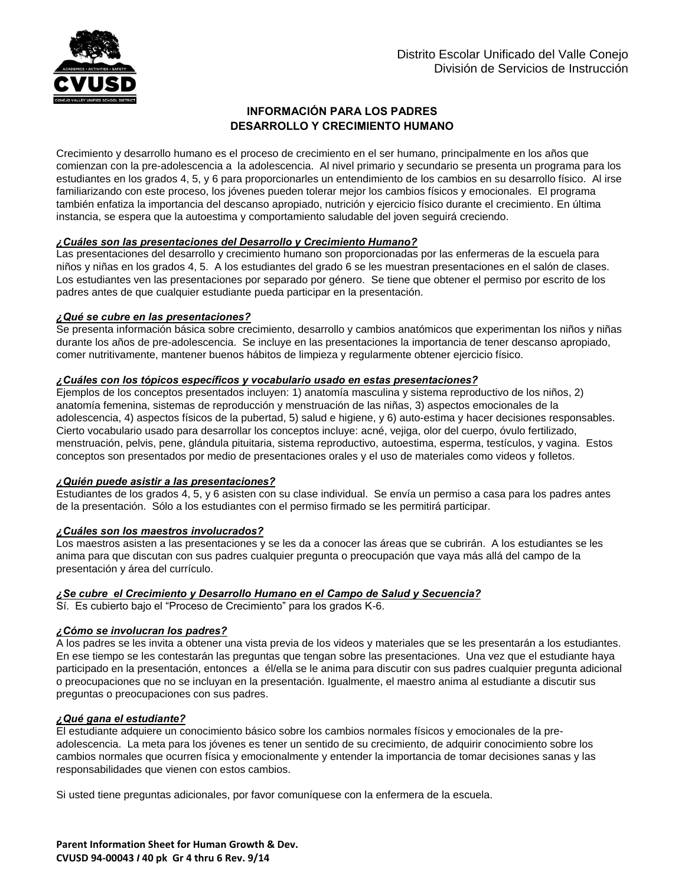Distrito Escolar Unificado del Valle Conejo
División de Servicios de Instrucción

# INFORMACIÓN PARA LOS PADRES
# DESARROLLO Y CRECIMIENTO HUMANO

Crecimiento y desarrollo humano es el proceso de crecimiento en el ser humano, principalmente en los años que comienzan con la pre-adolescencia a la adolescencia. Al nivel primario y secundario se presenta un programa para los estudiantes en los grados 4, 5, y 6 para proporcionarles un entendimiento de los cambios en su desarrollo físico. Al irse familiarizando con este proceso, los jóvenes pueden tolerar mejor los cambios físicos y emocionales. El programa también enfatiza la importancia del descanso apropiado, nutrición y ejercicio físico durante el crecimiento. En última instancia, se espera que la autoestima y comportamiento saludable del joven seguirá creciendo.

***¿Cuáles son las presentaciones del Desarrollo y Crecimiento Humano?***
Las presentaciones del desarrollo y crecimiento humano son proporcionadas por las enfermeras de la escuela para niños y niñas en los grados 4, 5. A los estudiantes del grado 6 se les muestran presentaciones en el salón de clases. Los estudiantes ven las presentaciones por separado por género. Se tiene que obtener el permiso por escrito de los padres antes de que cualquier estudiante pueda participar en la presentación.

***¿Qué se cubre en las presentaciones?***
Se presenta información básica sobre crecimiento, desarrollo y cambios anatómicos que experimentan los niños y niñas durante los años de pre-adolescencia. Se incluye en las presentaciones la importancia de tener descanso apropiado, comer nutritivamente, mantener buenos hábitos de limpieza y regularmente obtener ejercicio físico.

***¿Cuáles con los tópicos específicos y vocabulario usado en estas presentaciones?***
Ejemplos de los conceptos presentados incluyen: 1) anatomía masculina y sistema reproductivo de los niños, 2) anatomía femenina, sistemas de reproducción y menstruación de las niñas, 3) aspectos emocionales de la adolescencia, 4) aspectos físicos de la pubertad, 5) salud e higiene, y 6) auto-estima y hacer decisiones responsables. Cierto vocabulario usado para desarrollar los conceptos incluye: acné, vejiga, olor del cuerpo, óvulo fertilizado, menstruación, pelvis, pene, glándula pituitaria, sistema reproductivo, autoestima, esperma, testículos, y vagina. Estos conceptos son presentados por medio de presentaciones orales y el uso de materiales como videos y folletos.

***¿Quién puede asistir a las presentaciones?***
Estudiantes de los grados 4, 5, y 6 asisten con su clase individual. Se envía un permiso a casa para los padres antes de la presentación. Sólo a los estudiantes con el permiso firmado se les permitirá participar.

***¿Cuáles son los maestros involucrados?***
Los maestros asisten a las presentaciones y se les da a conocer las áreas que se cubrirán. A los estudiantes se les anima para que discutan con sus padres cualquier pregunta o preocupación que vaya más allá del campo de la presentación y área del currículo.

***¿Se cubre el Crecimiento y Desarrollo Humano en el Campo de Salud y Secuencia?***
Sí. Es cubierto bajo el "Proceso de Crecimiento" para los grados K-6.

***¿Cómo se involucran los padres?***
A los padres se les invita a obtener una vista previa de los videos y materiales que se les presentarán a los estudiantes. En ese tiempo se les contestarán las preguntas que tengan sobre las presentaciones. Una vez que el estudiante haya participado en la presentación, entonces a él/ella se le anima para discutir con sus padres cualquier pregunta adicional o preocupaciones que no se incluyan en la presentación. Igualmente, el maestro anima al estudiante a discutir sus preguntas o preocupaciones con sus padres.

***¿Qué gana el estudiante?***
El estudiante adquiere un conocimiento básico sobre los cambios normales físicos y emocionales de la pre-adolescencia. La meta para los jóvenes es tener un sentido de su crecimiento, de adquirir conocimiento sobre los cambios normales que ocurren física y emocionalmente y entender la importancia de tomar decisiones sanas y las responsabilidades que vienen con estos cambios.

Si usted tiene preguntas adicionales, por favor comuníquese con la enfermera de la escuela.

**Parent Information Sheet for Human Growth & Dev.**
**CVUSD 94-00043 / 40 pk Gr 4 thru 6 Rev. 9/14**